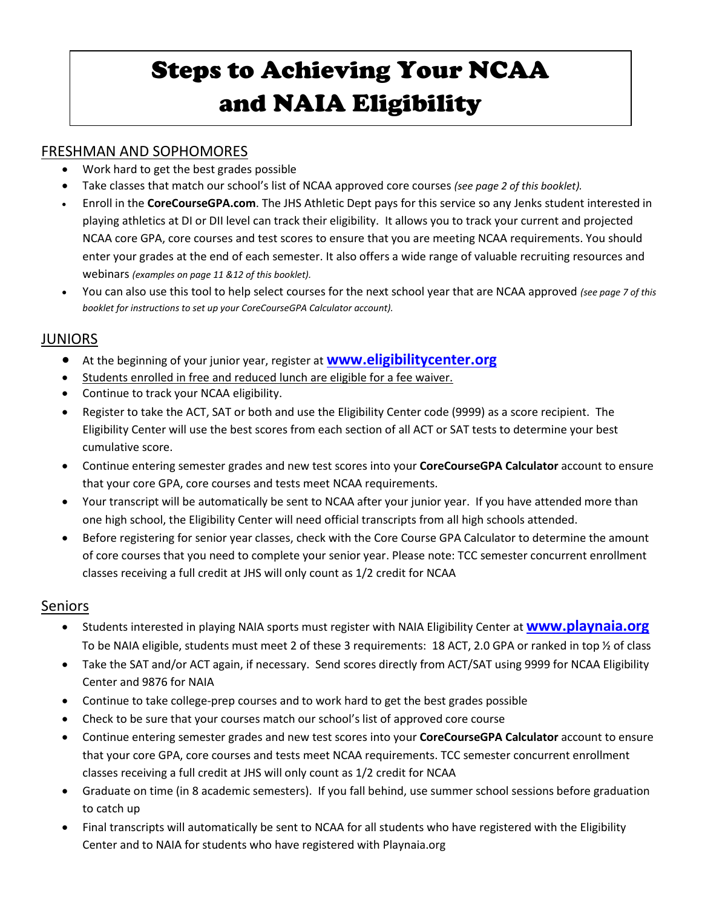# Steps to Achieving Your NCAA and NAIA Eligibility

## FRESHMAN AND SOPHOMORES

- Work hard to get the best grades possible
- Take classes that match our school's list of NCAA approved core courses *(see page 2 of this booklet).*
- Enroll in the **CoreCourseGPA.com**. The JHS Athletic Dept pays for this service so any Jenks student interested in playing athletics at DI or DII level can track their eligibility. It allows you to track your current and projected NCAA core GPA, core courses and test scores to ensure that you are meeting NCAA requirements. You should enter your grades at the end of each semester. It also offers a wide range of valuable recruiting resources and webinars *(examples on page 11 &12 of this booklet).*
- You can also use this tool to help select courses for the next school year that are NCAA approved *(see page 7 of this booklet for instructions to set up your CoreCourseGPA Calculator account).*

## JUNIORS

- At the beginning of your junior year, register at **www.eligibilitycenter.org**
- Students enrolled in free and reduced lunch are eligible for a fee waiver.
- Continue to track your NCAA eligibility.
- Register to take the ACT, SAT or both and use the Eligibility Center code (9999) as a score recipient. The Eligibility Center will use the best scores from each section of all ACT or SAT tests to determine your best cumulative score.
- Continue entering semester grades and new test scores into your **CoreCourseGPA Calculator** account to ensure that your core GPA, core courses and tests meet NCAA requirements.
- Your transcript will be automatically be sent to NCAA after your junior year. If you have attended more than one high school, the Eligibility Center will need official transcripts from all high schools attended.
- Before registering for senior year classes, check with the Core Course GPA Calculator to determine the amount of core courses that you need to complete your senior year. Please note: TCC semester concurrent enrollment classes receiving a full credit at JHS will only count as 1/2 credit for NCAA

## Seniors

- Students interested in playing NAIA sports must register with NAIA Eligibility Center at **www.playnaia.org**
  To be NAIA eligible, students must meet 2 of these 3 requirements: 18 ACT, 2.0 GPA or ranked in top ½ of class
- Take the SAT and/or ACT again, if necessary. Send scores directly from ACT/SAT using 9999 for NCAA Eligibility Center and 9876 for NAIA
- Continue to take college-prep courses and to work hard to get the best grades possible
- Check to be sure that your courses match our school's list of approved core course
- Continue entering semester grades and new test scores into your **CoreCourseGPA Calculator** account to ensure that your core GPA, core courses and tests meet NCAA requirements. TCC semester concurrent enrollment classes receiving a full credit at JHS will only count as 1/2 credit for NCAA
- Graduate on time (in 8 academic semesters). If you fall behind, use summer school sessions before graduation to catch up
- Final transcripts will automatically be sent to NCAA for all students who have registered with the Eligibility Center and to NAIA for students who have registered with Playnaia.org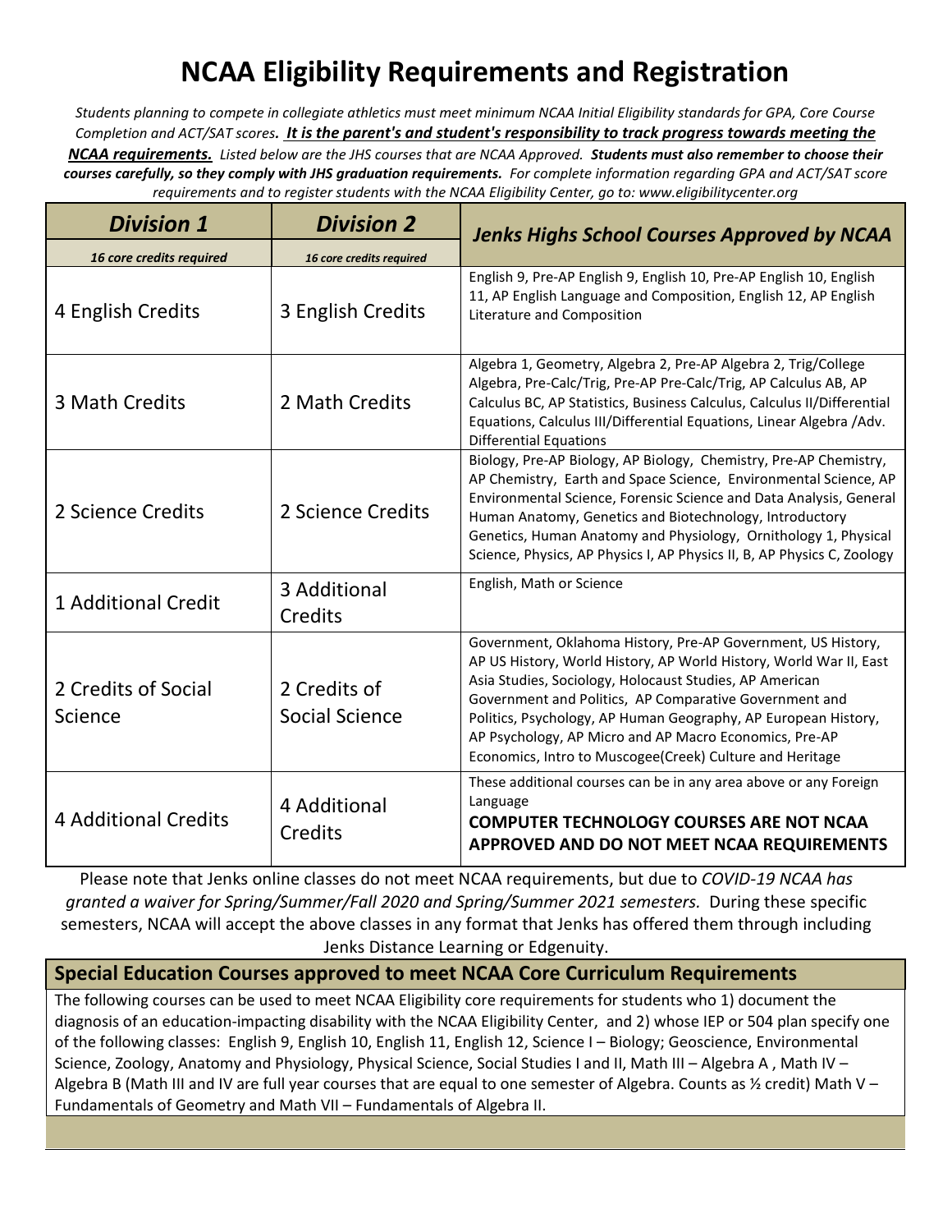# NCAA Eligibility Requirements and Registration

*Students planning to compete in collegiate athletics must meet minimum NCAA Initial Eligibility standards for GPA, Core Course Completion and ACT/SAT scores. **It is the parent's and student's responsibility to track progress towards meeting the NCAA requirements.** Listed below are the JHS courses that are NCAA Approved. **Students must also remember to choose their courses carefully, so they comply with JHS graduation requirements.** For complete information regarding GPA and ACT/SAT score requirements and to register students with the NCAA Eligibility Center, go to: www.eligibilitycenter.org*

| ***Division 1*** | ***Division 2*** | ***Jenks Highs School Courses Approved by NCAA*** |
|---|---|---|
| ***16 core credits required*** | ***16 core credits required*** | |
| 4 English Credits | 3 English Credits | English 9, Pre-AP English 9, English 10, Pre-AP English 10, English 11, AP English Language and Composition, English 12, AP English Literature and Composition |
| 3 Math Credits | 2 Math Credits | Algebra 1, Geometry, Algebra 2, Pre-AP Algebra 2, Trig/College Algebra, Pre-Calc/Trig, Pre-AP Pre-Calc/Trig, AP Calculus AB, AP Calculus BC, AP Statistics, Business Calculus, Calculus II/Differential Equations, Calculus III/Differential Equations, Linear Algebra /Adv. Differential Equations |
| 2 Science Credits | 2 Science Credits | Biology, Pre-AP Biology, AP Biology, Chemistry, Pre-AP Chemistry, AP Chemistry, Earth and Space Science, Environmental Science, AP Environmental Science, Forensic Science and Data Analysis, General Human Anatomy, Genetics and Biotechnology, Introductory Genetics, Human Anatomy and Physiology, Ornithology 1, Physical Science, Physics, AP Physics I, AP Physics II, B, AP Physics C, Zoology |
| 1 Additional Credit | 3 Additional Credits | English, Math or Science |
| 2 Credits of Social Science | 2 Credits of Social Science | Government, Oklahoma History, Pre-AP Government, US History, AP US History, World History, AP World History, World War II, East Asia Studies, Sociology, Holocaust Studies, AP American Government and Politics, AP Comparative Government and Politics, Psychology, AP Human Geography, AP European History, AP Psychology, AP Micro and AP Macro Economics, Pre-AP Economics, Intro to Muscogee(Creek) Culture and Heritage |
| 4 Additional Credits | 4 Additional Credits | These additional courses can be in any area above or any Foreign Language **COMPUTER TECHNOLOGY COURSES ARE NOT NCAA APPROVED AND DO NOT MEET NCAA REQUIREMENTS** |

Please note that Jenks online classes do not meet NCAA requirements, but due to *COVID-19 NCAA has granted a waiver for Spring/Summer/Fall 2020 and Spring/Summer 2021 semesters.* During these specific semesters, NCAA will accept the above classes in any format that Jenks has offered them through including Jenks Distance Learning or Edgenuity.

## Special Education Courses approved to meet NCAA Core Curriculum Requirements

The following courses can be used to meet NCAA Eligibility core requirements for students who 1) document the diagnosis of an education-impacting disability with the NCAA Eligibility Center, and 2) whose IEP or 504 plan specify one of the following classes: English 9, English 10, English 11, English 12, Science I – Biology; Geoscience, Environmental Science, Zoology, Anatomy and Physiology, Physical Science, Social Studies I and II, Math III – Algebra A , Math IV – Algebra B (Math III and IV are full year courses that are equal to one semester of Algebra. Counts as ½ credit) Math V – Fundamentals of Geometry and Math VII – Fundamentals of Algebra II.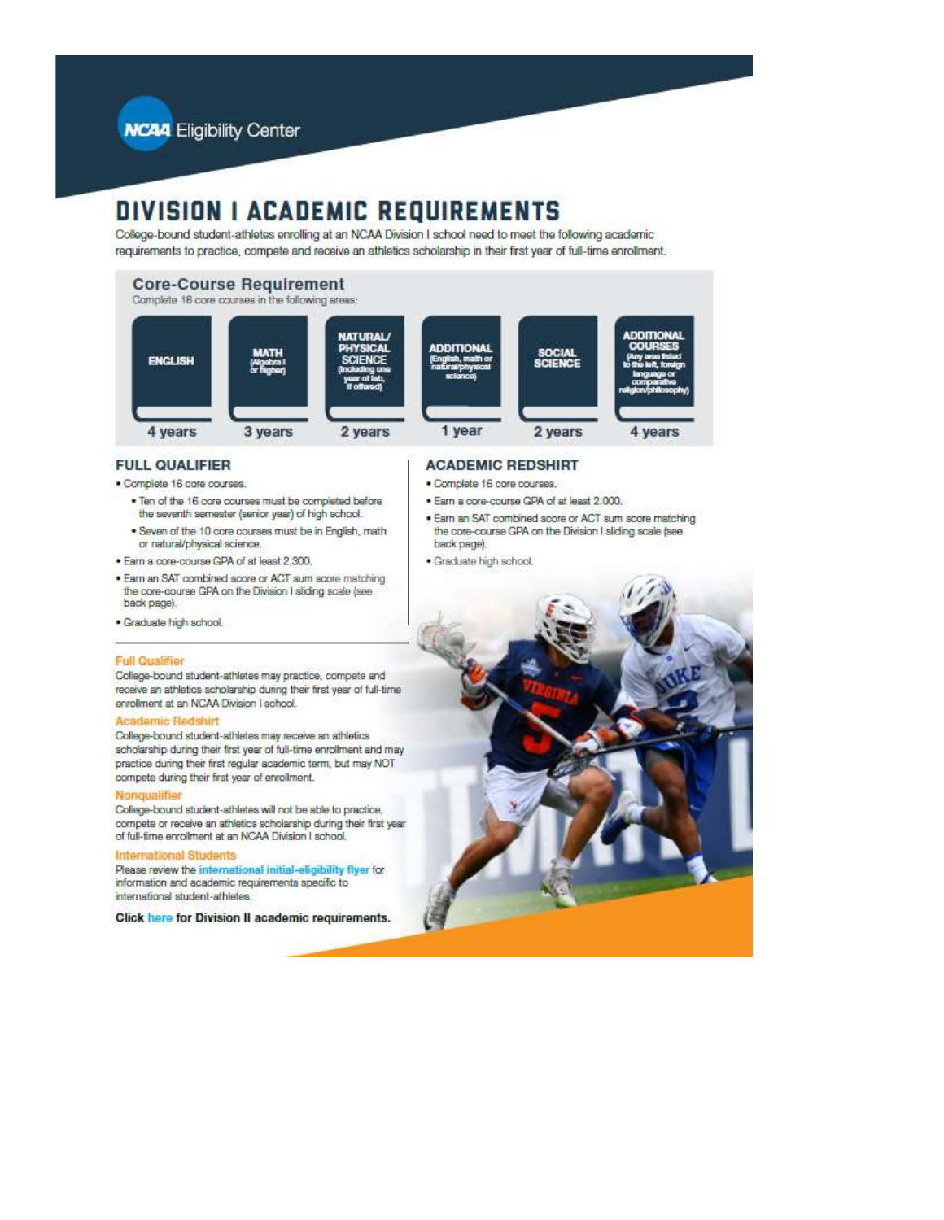NCAA Eligibility Center

# DIVISION I ACADEMIC REQUIREMENTS

College-bound student-athletes enrolling at an NCAA Division I school need to meet the following academic requirements to practice, compete and receive an athletics scholarship in their first year of full-time enrollment.

## Core-Course Requirement

Complete 16 core courses in the following areas:

| ENGLISH | MATH (Algebra I or higher) | NATURAL/ PHYSICAL SCIENCE (including one year of lab, if offered) | ADDITIONAL (English, math or natural/physical science) | SOCIAL SCIENCE | ADDITIONAL COURSES (Any area listed to the left, foreign language or comparative religion/philosophy) |
|---|---|---|---|---|---|
| 4 years | 3 years | 2 years | 1 year | 2 years | 4 years |

### FULL QUALIFIER

- Complete 16 core courses.
  - Ten of the 16 core courses must be completed before the seventh semester (senior year) of high school.
  - Seven of the 10 core courses must be in English, math or natural/physical science.
- Earn a core-course GPA of at least 2.300.
- Earn an SAT combined score or ACT sum score matching the core-course GPA on the Division I sliding scale (see back page).
- Graduate high school.

### ACADEMIC REDSHIRT

- Complete 16 core courses.
- Earn a core-course GPA of at least 2.000.
- Earn an SAT combined score or ACT sum score matching the core-course GPA on the Division I sliding scale (see back page).
- Graduate high school.

**Full Qualifier**

College-bound student-athletes may practice, compete and receive an athletics scholarship during their first year of full-time enrollment at an NCAA Division I school.

**Academic Redshirt**

College-bound student-athletes may receive an athletics scholarship during their first year of full-time enrollment and may practice during their first regular academic term, but may NOT compete during their first year of enrollment.

**Nonqualifier**

College-bound student-athletes will not be able to practice, compete or receive an athletics scholarship during their first year of full-time enrollment at an NCAA Division I school.

**International Students**

Please review the international initial-eligibility flyer for information and academic requirements specific to international student-athletes.

**Click here for Division II academic requirements.**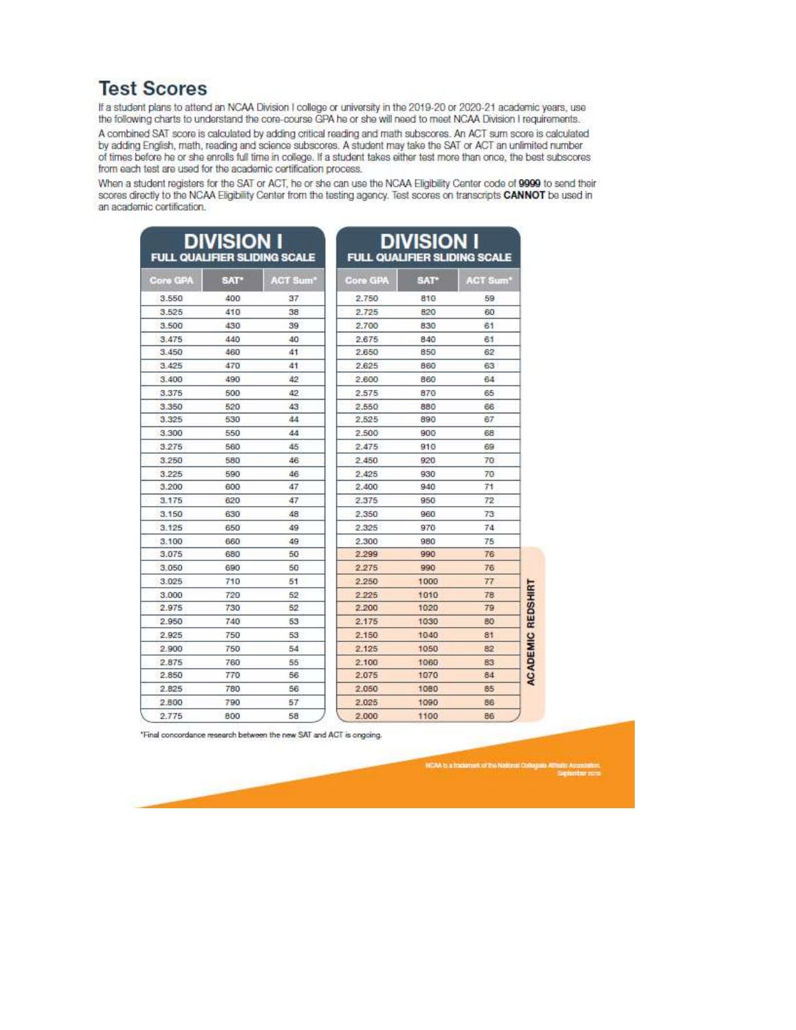# Test Scores

If a student plans to attend an NCAA Division I college or university in the 2019-20 or 2020-21 academic years, use the following charts to understand the core-course GPA he or she will need to meet NCAA Division I requirements.

A combined SAT score is calculated by adding critical reading and math subscores. An ACT sum score is calculated by adding English, math, reading and science subscores. A student may take the SAT or ACT an unlimited number of times before he or she enrolls full time in college. If a student takes either test more than once, the best subscores from each test are used for the academic certification process.

When a student registers for the SAT or ACT, he or she can use the NCAA Eligibility Center code of **9999** to send their scores directly to the NCAA Eligibility Center from the testing agency. Test scores on transcripts **CANNOT** be used in an academic certification.

## DIVISION I
### FULL QUALIFIER SLIDING SCALE

| Core GPA | SAT* | ACT Sum* |
|---|---|---|
| 3.550 | 400 | 37 |
| 3.525 | 410 | 38 |
| 3.500 | 430 | 39 |
| 3.475 | 440 | 40 |
| 3.450 | 460 | 41 |
| 3.425 | 470 | 41 |
| 3.400 | 490 | 42 |
| 3.375 | 500 | 42 |
| 3.350 | 520 | 43 |
| 3.325 | 530 | 44 |
| 3.300 | 550 | 44 |
| 3.275 | 560 | 45 |
| 3.250 | 580 | 46 |
| 3.225 | 590 | 46 |
| 3.200 | 600 | 47 |
| 3.175 | 620 | 47 |
| 3.150 | 630 | 48 |
| 3.125 | 650 | 49 |
| 3.100 | 660 | 49 |
| 3.075 | 680 | 50 |
| 3.050 | 690 | 50 |
| 3.025 | 710 | 51 |
| 3.000 | 720 | 52 |
| 2.975 | 730 | 52 |
| 2.950 | 740 | 53 |
| 2.925 | 750 | 53 |
| 2.900 | 750 | 54 |
| 2.875 | 760 | 55 |
| 2.850 | 770 | 56 |
| 2.825 | 780 | 56 |
| 2.800 | 790 | 57 |
| 2.775 | 800 | 58 |

## DIVISION I
### FULL QUALIFIER SLIDING SCALE

| Core GPA | SAT* | ACT Sum* | |
|---|---|---|---|
| 2.750 | 810 | 59 | |
| 2.725 | 820 | 60 | |
| 2.700 | 830 | 61 | |
| 2.675 | 840 | 61 | |
| 2.650 | 850 | 62 | |
| 2.625 | 860 | 63 | |
| 2.600 | 860 | 64 | |
| 2.575 | 870 | 65 | |
| 2.550 | 880 | 66 | |
| 2.525 | 890 | 67 | |
| 2.500 | 900 | 68 | |
| 2.475 | 910 | 69 | |
| 2.450 | 920 | 70 | |
| 2.425 | 930 | 70 | |
| 2.400 | 940 | 71 | |
| 2.375 | 950 | 72 | |
| 2.350 | 960 | 73 | |
| 2.325 | 970 | 74 | |
| 2.300 | 980 | 75 | |
| 2.299 | 990 | 76 | ACADEMIC REDSHIRT |
| 2.275 | 990 | 76 | ACADEMIC REDSHIRT |
| 2.250 | 1000 | 77 | ACADEMIC REDSHIRT |
| 2.225 | 1010 | 78 | ACADEMIC REDSHIRT |
| 2.200 | 1020 | 79 | ACADEMIC REDSHIRT |
| 2.175 | 1030 | 80 | ACADEMIC REDSHIRT |
| 2.150 | 1040 | 81 | ACADEMIC REDSHIRT |
| 2.125 | 1050 | 82 | ACADEMIC REDSHIRT |
| 2.100 | 1060 | 83 | ACADEMIC REDSHIRT |
| 2.075 | 1070 | 84 | ACADEMIC REDSHIRT |
| 2.050 | 1080 | 85 | ACADEMIC REDSHIRT |
| 2.025 | 1090 | 86 | ACADEMIC REDSHIRT |
| 2.000 | 1100 | 86 | ACADEMIC REDSHIRT |

*Final concordance research between the new SAT and ACT is ongoing.

NCAA is a trademark of the National Collegiate Athletic Association.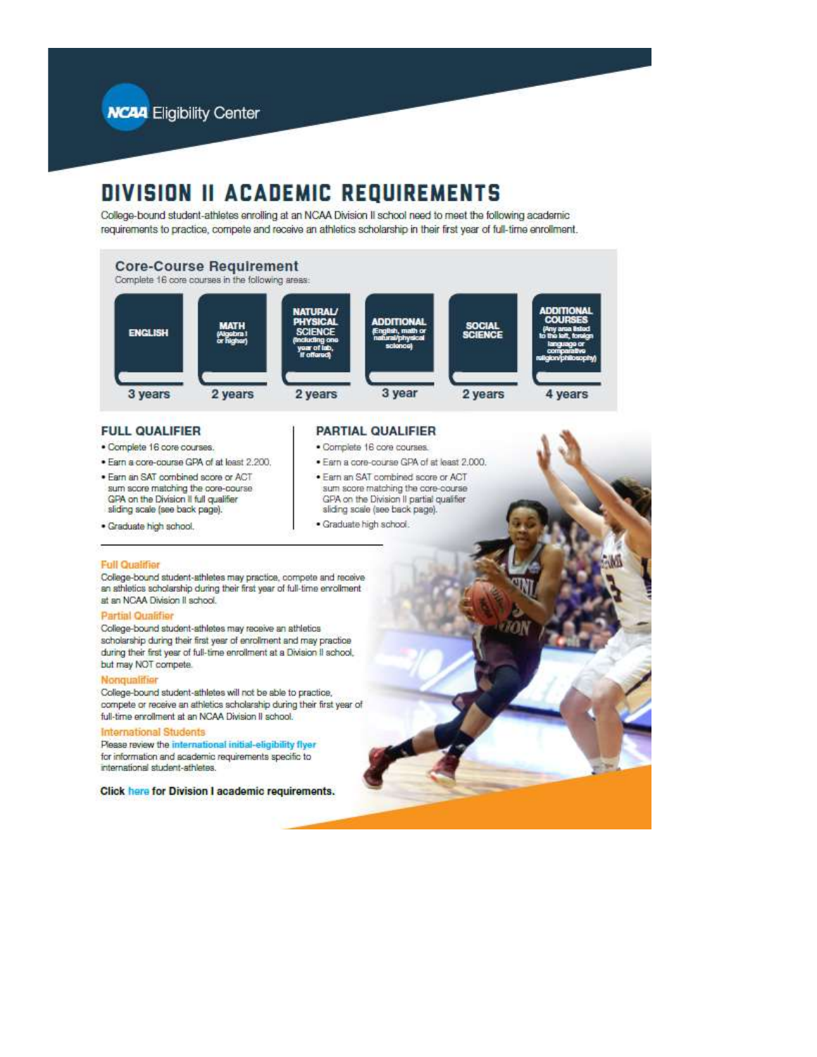NCAA Eligibility Center

# DIVISION II ACADEMIC REQUIREMENTS

College-bound student-athletes enrolling at an NCAA Division II school need to meet the following academic requirements to practice, compete and receive an athletics scholarship in their first year of full-time enrollment.

## Core-Course Requirement

Complete 16 core courses in the following areas:

| ENGLISH | MATH (Algebra I or higher) | NATURAL/ PHYSICAL SCIENCE (including one year of lab, if offered) | ADDITIONAL (English, math or natural/physical science) | SOCIAL SCIENCE | ADDITIONAL COURSES (Any area listed to the left, foreign language or comparative religion/philosophy) |
|---|---|---|---|---|---|
| 3 years | 2 years | 2 years | 3 year | 2 years | 4 years |

### FULL QUALIFIER

- Complete 16 core courses.
- Earn a core-course GPA of at least 2.200.
- Earn an SAT combined score or ACT sum score matching the core-course GPA on the Division II full qualifier sliding scale (see back page).
- Graduate high school.

### PARTIAL QUALIFIER

- Complete 16 core courses.
- Earn a core-course GPA of at least 2.000.
- Earn an SAT combined score or ACT sum score matching the core-course GPA on the Division II partial qualifier sliding scale (see back page).
- Graduate high school.

---

**Full Qualifier**

College-bound student-athletes may practice, compete and receive an athletics scholarship during their first year of full-time enrollment at an NCAA Division II school.

**Partial Qualifier**

College-bound student-athletes may receive an athletics scholarship during their first year of enrollment and may practice during their first year of full-time enrollment at a Division II school, but may NOT compete.

**Nonqualifier**

College-bound student-athletes will not be able to practice, compete or receive an athletics scholarship during their first year of full-time enrollment at an NCAA Division II school.

**International Students**

Please review the **international initial-eligibility flyer** for information and academic requirements specific to international student-athletes.

**Click here for Division I academic requirements.**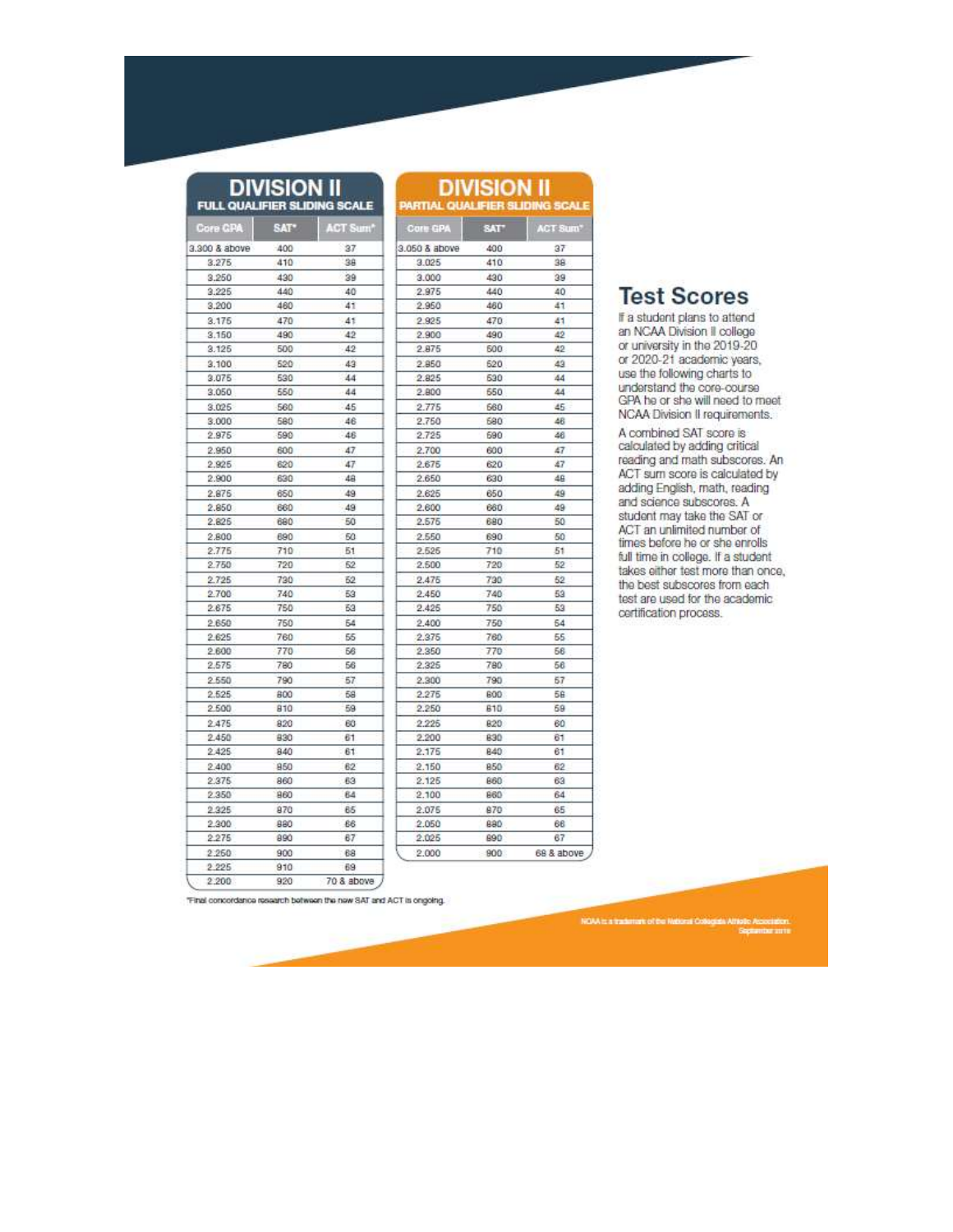## DIVISION II
### FULL QUALIFIER SLIDING SCALE

| Core GPA | SAT* | ACT Sum* |
|---|---|---|
| 3.300 & above | 400 | 37 |
| 3.275 | 410 | 38 |
| 3.250 | 430 | 39 |
| 3.225 | 440 | 40 |
| 3.200 | 460 | 41 |
| 3.175 | 470 | 41 |
| 3.150 | 490 | 42 |
| 3.125 | 500 | 42 |
| 3.100 | 520 | 43 |
| 3.075 | 530 | 44 |
| 3.050 | 550 | 44 |
| 3.025 | 560 | 45 |
| 3.000 | 580 | 46 |
| 2.975 | 590 | 46 |
| 2.950 | 600 | 47 |
| 2.925 | 620 | 47 |
| 2.900 | 630 | 48 |
| 2.875 | 650 | 49 |
| 2.850 | 660 | 49 |
| 2.825 | 680 | 50 |
| 2.800 | 690 | 50 |
| 2.775 | 710 | 51 |
| 2.750 | 720 | 52 |
| 2.725 | 730 | 52 |
| 2.700 | 740 | 53 |
| 2.675 | 750 | 53 |
| 2.650 | 750 | 54 |
| 2.625 | 760 | 55 |
| 2.600 | 770 | 56 |
| 2.575 | 780 | 56 |
| 2.550 | 790 | 57 |
| 2.525 | 800 | 58 |
| 2.500 | 810 | 59 |
| 2.475 | 820 | 60 |
| 2.450 | 830 | 61 |
| 2.425 | 840 | 61 |
| 2.400 | 850 | 62 |
| 2.375 | 860 | 63 |
| 2.350 | 860 | 64 |
| 2.325 | 870 | 65 |
| 2.300 | 880 | 66 |
| 2.275 | 890 | 67 |
| 2.250 | 900 | 68 |
| 2.225 | 910 | 69 |
| 2.200 | 920 | 70 & above |

## DIVISION II
### PARTIAL QUALIFIER SLIDING SCALE

| Core GPA | SAT* | ACT Sum* |
|---|---|---|
| 3.050 & above | 400 | 37 |
| 3.025 | 410 | 38 |
| 3.000 | 430 | 39 |
| 2.975 | 440 | 40 |
| 2.950 | 460 | 41 |
| 2.925 | 470 | 41 |
| 2.900 | 490 | 42 |
| 2.875 | 500 | 42 |
| 2.850 | 520 | 43 |
| 2.825 | 530 | 44 |
| 2.800 | 550 | 44 |
| 2.775 | 560 | 45 |
| 2.750 | 580 | 46 |
| 2.725 | 590 | 46 |
| 2.700 | 600 | 47 |
| 2.675 | 620 | 47 |
| 2.650 | 630 | 48 |
| 2.625 | 650 | 49 |
| 2.600 | 660 | 49 |
| 2.575 | 680 | 50 |
| 2.550 | 690 | 50 |
| 2.525 | 710 | 51 |
| 2.500 | 720 | 52 |
| 2.475 | 730 | 52 |
| 2.450 | 740 | 53 |
| 2.425 | 750 | 53 |
| 2.400 | 750 | 54 |
| 2.375 | 760 | 55 |
| 2.350 | 770 | 56 |
| 2.325 | 780 | 56 |
| 2.300 | 790 | 57 |
| 2.275 | 800 | 58 |
| 2.250 | 810 | 59 |
| 2.225 | 820 | 60 |
| 2.200 | 830 | 61 |
| 2.175 | 840 | 61 |
| 2.150 | 850 | 62 |
| 2.125 | 860 | 63 |
| 2.100 | 860 | 64 |
| 2.075 | 870 | 65 |
| 2.050 | 880 | 66 |
| 2.025 | 890 | 67 |
| 2.000 | 900 | 68 & above |

*Final concordance research between the new SAT and ACT is ongoing.

## Test Scores

If a student plans to attend an NCAA Division II college or university in the 2019-20 or 2020-21 academic years, use the following charts to understand the core-course GPA he or she will need to meet NCAA Division II requirements.

A combined SAT score is calculated by adding critical reading and math subscores. An ACT sum score is calculated by adding English, math, reading and science subscores. A student may take the SAT or ACT an unlimited number of times before he or she enrolls full time in college. If a student takes either test more than once, the best subscores from each test are used for the academic certification process.

NCAA is a trademark of the National Collegiate Athletic Association.
September 2018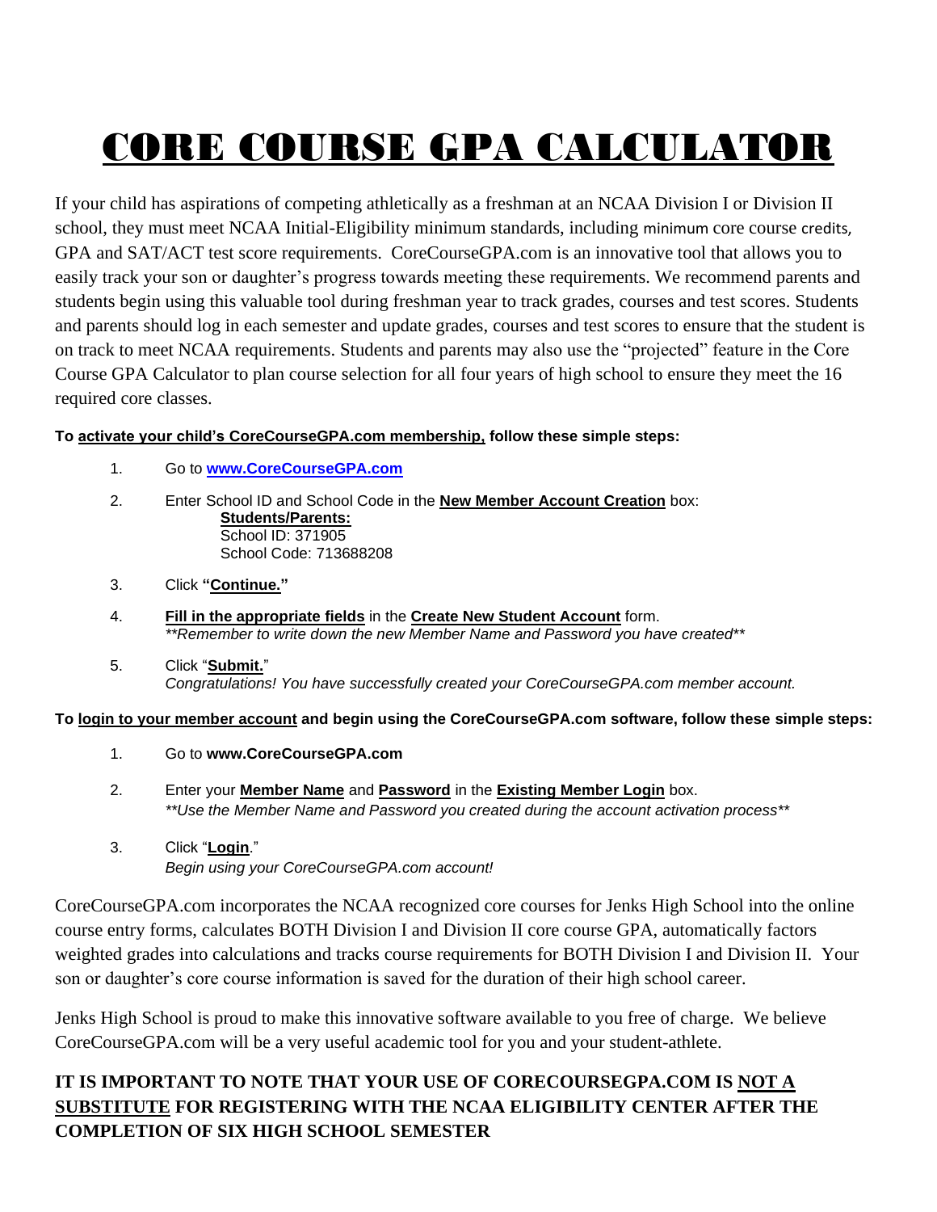# CORE COURSE GPA CALCULATOR

If your child has aspirations of competing athletically as a freshman at an NCAA Division I or Division II school, they must meet NCAA Initial-Eligibility minimum standards, including minimum core course credits, GPA and SAT/ACT test score requirements. CoreCourseGPA.com is an innovative tool that allows you to easily track your son or daughter's progress towards meeting these requirements. We recommend parents and students begin using this valuable tool during freshman year to track grades, courses and test scores. Students and parents should log in each semester and update grades, courses and test scores to ensure that the student is on track to meet NCAA requirements. Students and parents may also use the "projected" feature in the Core Course GPA Calculator to plan course selection for all four years of high school to ensure they meet the 16 required core classes.

**To activate your child's CoreCourseGPA.com membership, follow these simple steps:**

1. Go to **www.CoreCourseGPA.com**
2. Enter School ID and School Code in the **New Member Account Creation** box:
   **Students/Parents:**
   School ID: 371905
   School Code: 713688208
3. Click **"Continue."**
4. **Fill in the appropriate fields** in the **Create New Student Account** form.
   *\*\*Remember to write down the new Member Name and Password you have created\*\**
5. Click "**Submit.**"
   *Congratulations! You have successfully created your CoreCourseGPA.com member account.*

**To login to your member account and begin using the CoreCourseGPA.com software, follow these simple steps:**

1. Go to **www.CoreCourseGPA.com**
2. Enter your **Member Name** and **Password** in the **Existing Member Login** box.
   *\*\*Use the Member Name and Password you created during the account activation process\*\**
3. Click "**Login**."
   *Begin using your CoreCourseGPA.com account!*

CoreCourseGPA.com incorporates the NCAA recognized core courses for Jenks High School into the online course entry forms, calculates BOTH Division I and Division II core course GPA, automatically factors weighted grades into calculations and tracks course requirements for BOTH Division I and Division II. Your son or daughter's core course information is saved for the duration of their high school career.

Jenks High School is proud to make this innovative software available to you free of charge. We believe CoreCourseGPA.com will be a very useful academic tool for you and your student-athlete.

**IT IS IMPORTANT TO NOTE THAT YOUR USE OF CORECOURSEGPA.COM IS NOT A SUBSTITUTE FOR REGISTERING WITH THE NCAA ELIGIBILITY CENTER AFTER THE COMPLETION OF SIX HIGH SCHOOL SEMESTER**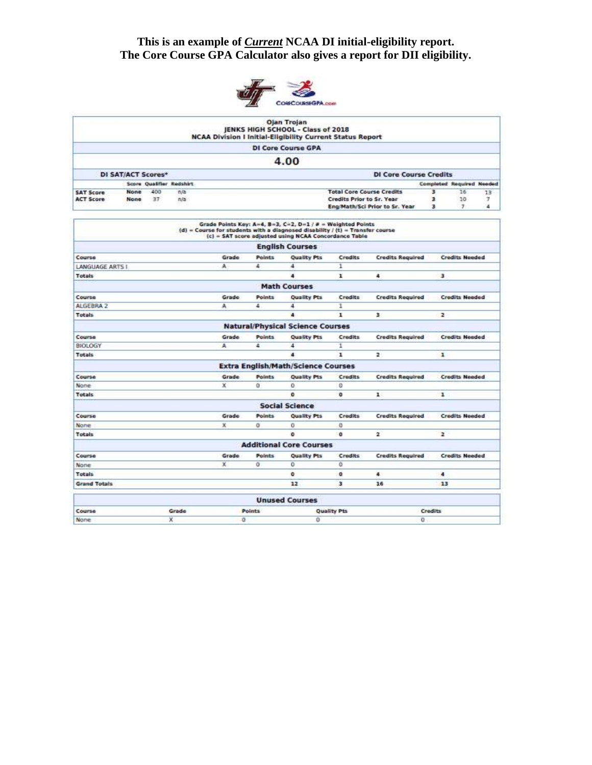**This is an example of *Current* NCAA DI initial-eligibility report.**
**The Core Course GPA Calculator also gives a report for DII eligibility.**

CoreCourseGPA.com

Ojan Trojan
JENKS HIGH SCHOOL - Class of 2018
NCAA Division I Initial-Eligibility Current Status Report

**DI Core Course GPA**

**4.00**

**DI SAT/ACT Scores***

| | Score | Qualifier | Redshirt |
|---|---|---|---|
| SAT Score | None | 400 | n/a |
| ACT Score | None | 37 | n/a |

**DI Core Course Credits**

| | Completed | Required | Needed |
|---|---|---|---|
| Total Core Course Credits | 3 | 16 | 13 |
| Credits Prior to Sr. Year | 3 | 10 | 7 |
| Eng/Math/Sci Prior to Sr. Year | 3 | 7 | 4 |

Grade Points Key: A=4, B=3, C=2, D=1 / # = Weighted Points
(d) = Course for students with a diagnosed disability / (t) = Transfer course
(c) = SAT score adjusted using NCAA Concordance Table

**English Courses**

| Course | Grade | Points | Quality Pts | Credits | Credits Required | Credits Needed |
|---|---|---|---|---|---|---|
| LANGUAGE ARTS I | A | 4 | 4 | 1 | | |
| Totals | | | 4 | 1 | 4 | 3 |

**Math Courses**

| Course | Grade | Points | Quality Pts | Credits | Credits Required | Credits Needed |
|---|---|---|---|---|---|---|
| ALGEBRA 2 | A | 4 | 4 | 1 | | |
| Totals | | | 4 | 1 | 3 | 2 |

**Natural/Physical Science Courses**

| Course | Grade | Points | Quality Pts | Credits | Credits Required | Credits Needed |
|---|---|---|---|---|---|---|
| BIOLOGY | A | 4 | 4 | 1 | | |
| Totals | | | 4 | 1 | 2 | 1 |

**Extra English/Math/Science Courses**

| Course | Grade | Points | Quality Pts | Credits | Credits Required | Credits Needed |
|---|---|---|---|---|---|---|
| None | X | 0 | 0 | 0 | | |
| Totals | | | 0 | 0 | 1 | 1 |

**Social Science**

| Course | Grade | Points | Quality Pts | Credits | Credits Required | Credits Needed |
|---|---|---|---|---|---|---|
| None | X | 0 | 0 | 0 | | |
| Totals | | | 0 | 0 | 2 | 2 |

**Additional Core Courses**

| Course | Grade | Points | Quality Pts | Credits | Credits Required | Credits Needed |
|---|---|---|---|---|---|---|
| None | X | 0 | 0 | 0 | | |
| Totals | | | 0 | 0 | 4 | 4 |
| Grand Totals | | | 12 | 3 | 16 | 13 |

**Unused Courses**

| Course | Grade | Points | Quality Pts | Credits |
|---|---|---|---|---|
| None | X | 0 | 0 | 0 |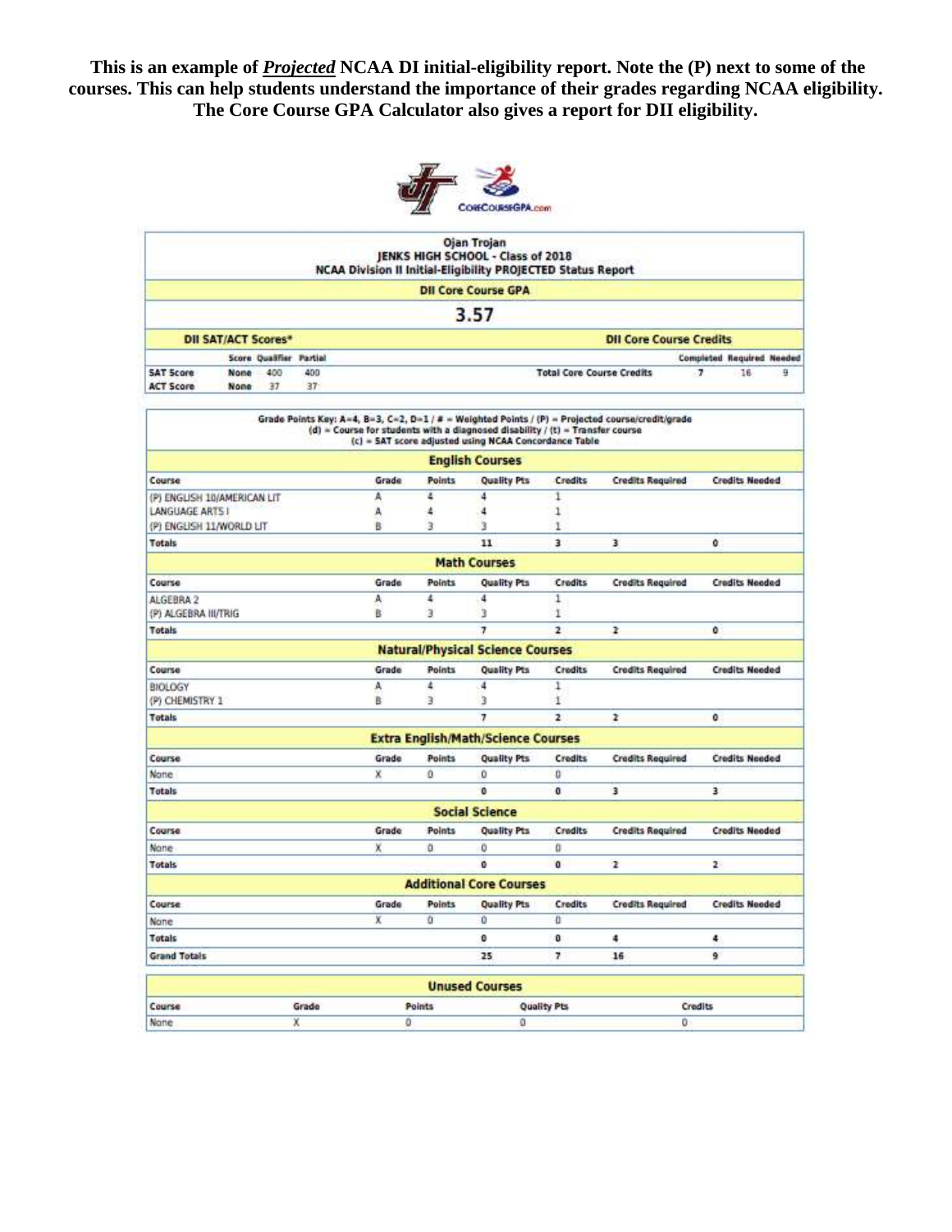**This is an example of *Projected* NCAA DI initial-eligibility report. Note the (P) next to some of the courses. This can help students understand the importance of their grades regarding NCAA eligibility. The Core Course GPA Calculator also gives a report for DII eligibility.**

CoreCourseGPA.com

Ojan Trojan
JENKS HIGH SCHOOL - Class of 2018
NCAA Division II Initial-Eligibility PROJECTED Status Report

DII Core Course GPA

3.57

| DII SAT/ACT Scores* | | | | DII Core Course Credits | | | |
|---|---|---|---|---|---|---|---|
| | Score | Qualifier | Partial | | Completed | Required | Needed |
| SAT Score | None | 400 | 400 | Total Core Course Credits | 7 | 16 | 9 |
| ACT Score | None | 37 | 37 | | | | |

Grade Points Key: A=4, B=3, C=2, D=1 / # = Weighted Points / (P) = Projected course/credit/grade
(d) = Course for students with a diagnosed disability / (t) = Transfer course
(c) = SAT score adjusted using NCAA Concordance Table

**English Courses**

| Course | Grade | Points | Quality Pts | Credits | Credits Required | Credits Needed |
|---|---|---|---|---|---|---|
| (P) ENGLISH 10/AMERICAN LIT | A | 4 | 4 | 1 | | |
| LANGUAGE ARTS I | A | 4 | 4 | 1 | | |
| (P) ENGLISH 11/WORLD LIT | B | 3 | 3 | 1 | | |
| Totals | | | 11 | 3 | 3 | 0 |

**Math Courses**

| Course | Grade | Points | Quality Pts | Credits | Credits Required | Credits Needed |
|---|---|---|---|---|---|---|
| ALGEBRA 2 | A | 4 | 4 | 1 | | |
| (P) ALGEBRA III/TRIG | B | 3 | 3 | 1 | | |
| Totals | | | 7 | 2 | 2 | 0 |

**Natural/Physical Science Courses**

| Course | Grade | Points | Quality Pts | Credits | Credits Required | Credits Needed |
|---|---|---|---|---|---|---|
| BIOLOGY | A | 4 | 4 | 1 | | |
| (P) CHEMISTRY 1 | B | 3 | 3 | 1 | | |
| Totals | | | 7 | 2 | 2 | 0 |

**Extra English/Math/Science Courses**

| Course | Grade | Points | Quality Pts | Credits | Credits Required | Credits Needed |
|---|---|---|---|---|---|---|
| None | X | 0 | 0 | 0 | | |
| Totals | | | 0 | 0 | 3 | 3 |

**Social Science**

| Course | Grade | Points | Quality Pts | Credits | Credits Required | Credits Needed |
|---|---|---|---|---|---|---|
| None | X | 0 | 0 | 0 | | |
| Totals | | | 0 | 0 | 2 | 2 |

**Additional Core Courses**

| Course | Grade | Points | Quality Pts | Credits | Credits Required | Credits Needed |
|---|---|---|---|---|---|---|
| None | X | 0 | 0 | 0 | | |
| Totals | | | 0 | 0 | 4 | 4 |
| Grand Totals | | | 25 | 7 | 16 | 9 |

**Unused Courses**

| Course | Grade | Points | Quality Pts | Credits |
|---|---|---|---|---|
| None | X | 0 | 0 | 0 |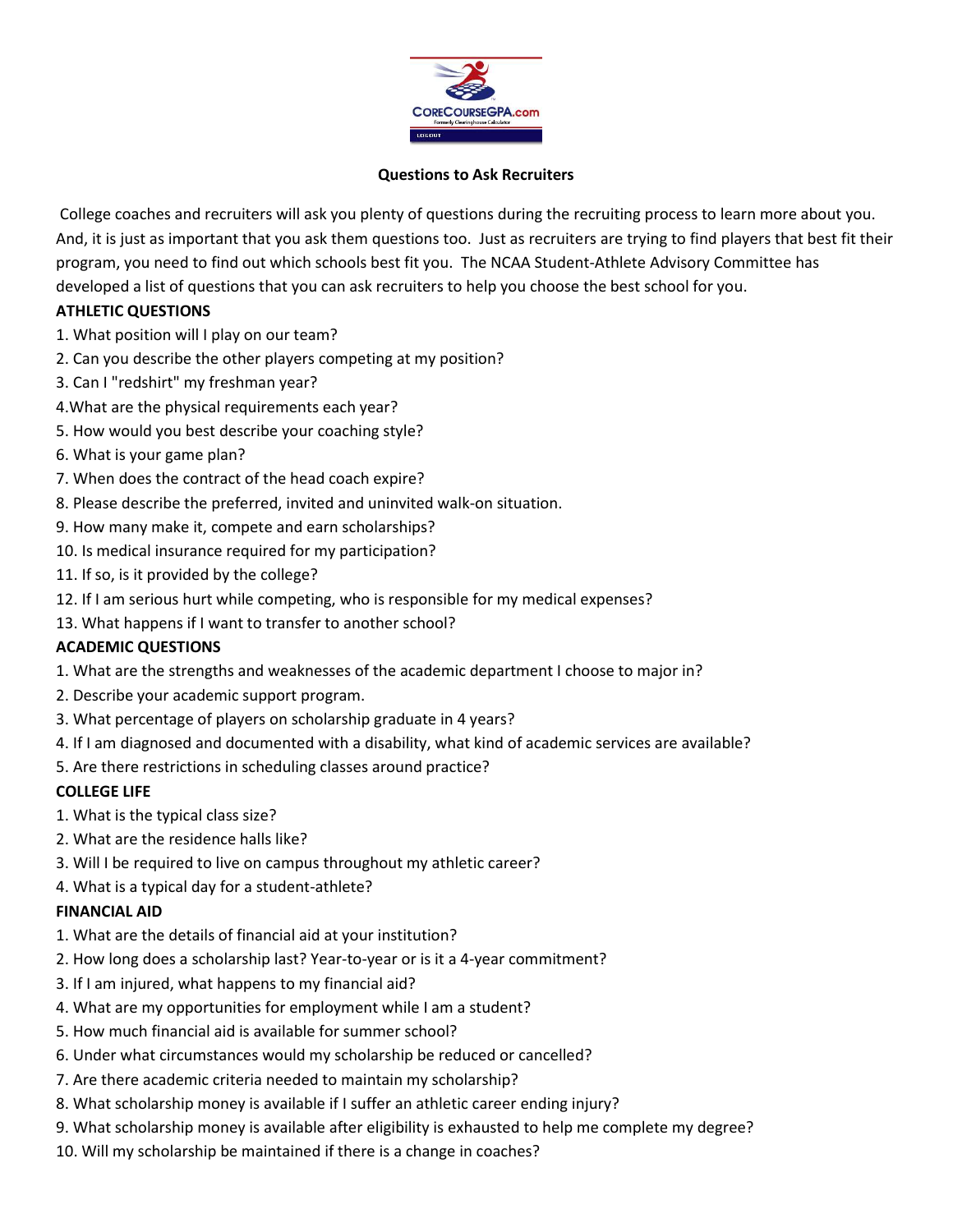**Questions to Ask Recruiters**

College coaches and recruiters will ask you plenty of questions during the recruiting process to learn more about you. And, it is just as important that you ask them questions too. Just as recruiters are trying to find players that best fit their program, you need to find out which schools best fit you. The NCAA Student-Athlete Advisory Committee has developed a list of questions that you can ask recruiters to help you choose the best school for you.

**ATHLETIC QUESTIONS**

1. What position will I play on our team?
2. Can you describe the other players competing at my position?
3. Can I "redshirt" my freshman year?
4. What are the physical requirements each year?
5. How would you best describe your coaching style?
6. What is your game plan?
7. When does the contract of the head coach expire?
8. Please describe the preferred, invited and uninvited walk-on situation.
9. How many make it, compete and earn scholarships?
10. Is medical insurance required for my participation?
11. If so, is it provided by the college?
12. If I am serious hurt while competing, who is responsible for my medical expenses?
13. What happens if I want to transfer to another school?

**ACADEMIC QUESTIONS**

1. What are the strengths and weaknesses of the academic department I choose to major in?
2. Describe your academic support program.
3. What percentage of players on scholarship graduate in 4 years?
4. If I am diagnosed and documented with a disability, what kind of academic services are available?
5. Are there restrictions in scheduling classes around practice?

**COLLEGE LIFE**

1. What is the typical class size?
2. What are the residence halls like?
3. Will I be required to live on campus throughout my athletic career?
4. What is a typical day for a student-athlete?

**FINANCIAL AID**

1. What are the details of financial aid at your institution?
2. How long does a scholarship last? Year-to-year or is it a 4-year commitment?
3. If I am injured, what happens to my financial aid?
4. What are my opportunities for employment while I am a student?
5. How much financial aid is available for summer school?
6. Under what circumstances would my scholarship be reduced or cancelled?
7. Are there academic criteria needed to maintain my scholarship?
8. What scholarship money is available if I suffer an athletic career ending injury?
9. What scholarship money is available after eligibility is exhausted to help me complete my degree?
10. Will my scholarship be maintained if there is a change in coaches?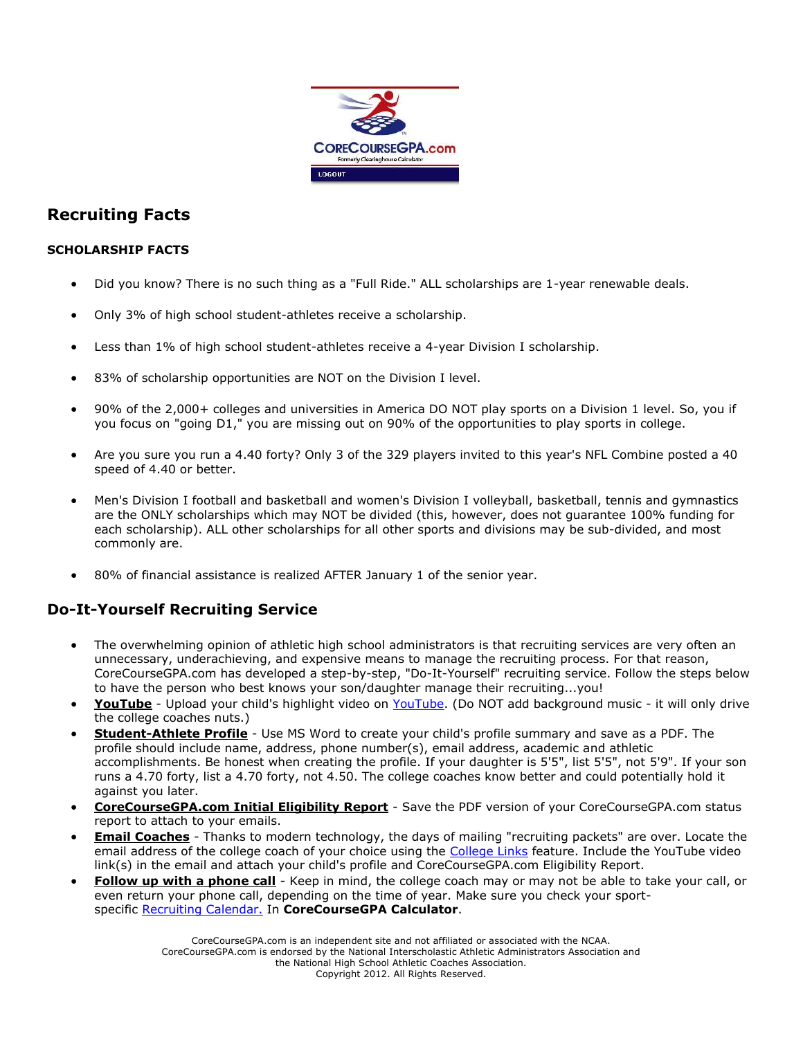## Recruiting Facts

### SCHOLARSHIP FACTS

- Did you know? There is no such thing as a "Full Ride." ALL scholarships are 1-year renewable deals.
- Only 3% of high school student-athletes receive a scholarship.
- Less than 1% of high school student-athletes receive a 4-year Division I scholarship.
- 83% of scholarship opportunities are NOT on the Division I level.
- 90% of the 2,000+ colleges and universities in America DO NOT play sports on a Division 1 level. So, you if you focus on "going D1," you are missing out on 90% of the opportunities to play sports in college.
- Are you sure you run a 4.40 forty? Only 3 of the 329 players invited to this year's NFL Combine posted a 40 speed of 4.40 or better.
- Men's Division I football and basketball and women's Division I volleyball, basketball, tennis and gymnastics are the ONLY scholarships which may NOT be divided (this, however, does not guarantee 100% funding for each scholarship). ALL other scholarships for all other sports and divisions may be sub-divided, and most commonly are.
- 80% of financial assistance is realized AFTER January 1 of the senior year.

## Do-It-Yourself Recruiting Service

- The overwhelming opinion of athletic high school administrators is that recruiting services are very often an unnecessary, underachieving, and expensive means to manage the recruiting process. For that reason, CoreCourseGPA.com has developed a step-by-step, "Do-It-Yourself" recruiting service. Follow the steps below to have the person who best knows your son/daughter manage their recruiting...you!
- **YouTube** - Upload your child's highlight video on YouTube. (Do NOT add background music - it will only drive the college coaches nuts.)
- **Student-Athlete Profile** - Use MS Word to create your child's profile summary and save as a PDF. The profile should include name, address, phone number(s), email address, academic and athletic accomplishments. Be honest when creating the profile. If your daughter is 5'5", list 5'5", not 5'9". If your son runs a 4.70 forty, list a 4.70 forty, not 4.50. The college coaches know better and could potentially hold it against you later.
- **CoreCourseGPA.com Initial Eligibility Report** - Save the PDF version of your CoreCourseGPA.com status report to attach to your emails.
- **Email Coaches** - Thanks to modern technology, the days of mailing "recruiting packets" are over. Locate the email address of the college coach of your choice using the College Links feature. Include the YouTube video link(s) in the email and attach your child's profile and CoreCourseGPA.com Eligibility Report.
- **Follow up with a phone call** - Keep in mind, the college coach may or may not be able to take your call, or even return your phone call, depending on the time of year. Make sure you check your sport-specific Recruiting Calendar. In **CoreCourseGPA Calculator**.

CoreCourseGPA.com is an independent site and not affiliated or associated with the NCAA.
CoreCourseGPA.com is endorsed by the National Interscholastic Athletic Administrators Association and the National High School Athletic Coaches Association.
Copyright 2012. All Rights Reserved.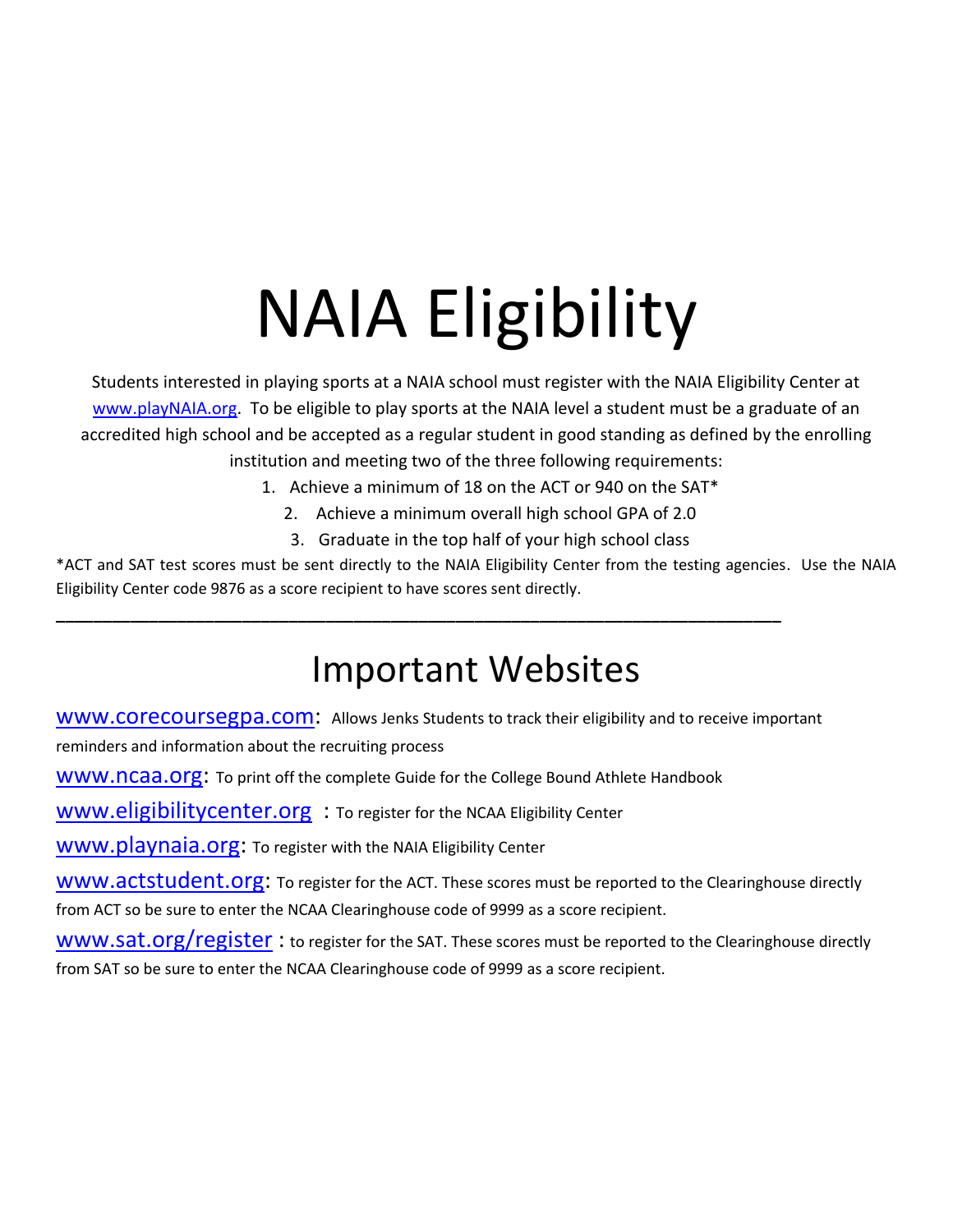# NAIA Eligibility

Students interested in playing sports at a NAIA school must register with the NAIA Eligibility Center at www.playNAIA.org. To be eligible to play sports at the NAIA level a student must be a graduate of an accredited high school and be accepted as a regular student in good standing as defined by the enrolling institution and meeting two of the three following requirements:

1. Achieve a minimum of 18 on the ACT or 940 on the SAT*
2. Achieve a minimum overall high school GPA of 2.0
3. Graduate in the top half of your high school class

*ACT and SAT test scores must be sent directly to the NAIA Eligibility Center from the testing agencies. Use the NAIA Eligibility Center code 9876 as a score recipient to have scores sent directly.

---

## Important Websites

www.corecoursegpa.com: Allows Jenks Students to track their eligibility and to receive important reminders and information about the recruiting process

www.ncaa.org: To print off the complete Guide for the College Bound Athlete Handbook

www.eligibilitycenter.org : To register for the NCAA Eligibility Center

www.playnaia.org: To register with the NAIA Eligibility Center

www.actstudent.org: To register for the ACT. These scores must be reported to the Clearinghouse directly from ACT so be sure to enter the NCAA Clearinghouse code of 9999 as a score recipient.

www.sat.org/register : to register for the SAT. These scores must be reported to the Clearinghouse directly from SAT so be sure to enter the NCAA Clearinghouse code of 9999 as a score recipient.